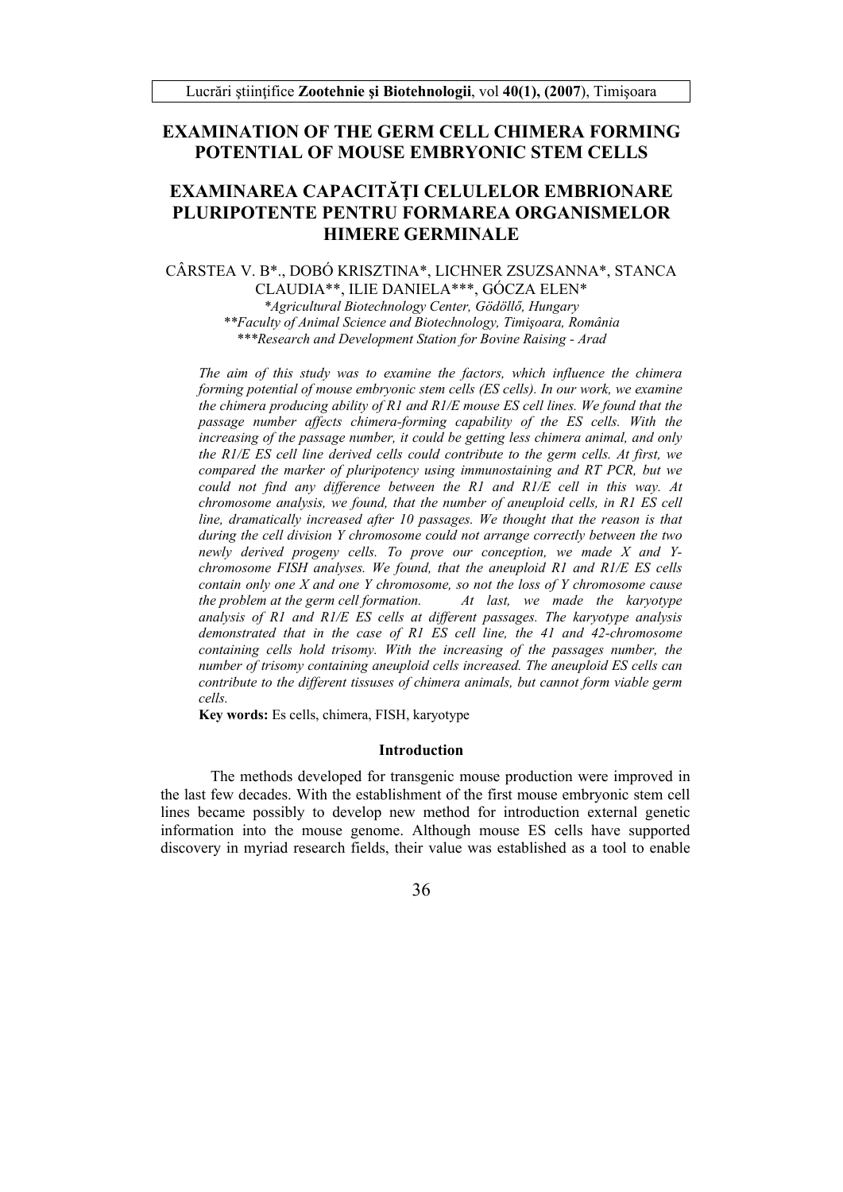# EXAMINATION OF THE GERM CELL CHIMERA FORMING POTENTIAL OF MOUSE EMBRYONIC STEM CELLS

# EXAMINAREA CAPACITĂȚI CELULELOR EMBRIONARE PLURIPOTENTE PENTRU FORMAREA ORGANISMELOR HIMERE GERMINALE

CÂRSTEA V. B*., DOBÓ KRISZTINA*, LICHNER ZSUZSANNA*, STANCA CLAUDIA**, ILIE DANIELA***, GÓCZA ELEN*

*\*Agricultural Biotechnology Center, Gödöllő, Hungary*
*\*\*Faculty of Animal Science and Biotechnology, Timişoara, România*
*\*\*\*Research and Development Station for Bovine Raising - Arad*

*The aim of this study was to examine the factors, which influence the chimera forming potential of mouse embryonic stem cells (ES cells). In our work, we examine the chimera producing ability of R1 and R1/E mouse ES cell lines. We found that the passage number affects chimera-forming capability of the ES cells. With the increasing of the passage number, it could be getting less chimera animal, and only the R1/E ES cell line derived cells could contribute to the germ cells. At first, we compared the marker of pluripotency using immunostaining and RT PCR, but we could not find any difference between the R1 and R1/E cell in this way. At chromosome analysis, we found, that the number of aneuploid cells, in R1 ES cell line, dramatically increased after 10 passages. We thought that the reason is that during the cell division Y chromosome could not arrange correctly between the two newly derived progeny cells. To prove our conception, we made X and Y-chromosome FISH analyses. We found, that the aneuploid R1 and R1/E ES cells contain only one X and one Y chromosome, so not the loss of Y chromosome cause the problem at the germ cell formation. At last, we made the karyotype analysis of R1 and R1/E ES cells at different passages. The karyotype analysis demonstrated that in the case of R1 ES cell line, the 41 and 42-chromosome containing cells hold trisomy. With the increasing of the passages number, the number of trisomy containing aneuploid cells increased. The aneuploid ES cells can contribute to the different tissuses of chimera animals, but cannot form viable germ cells.*

**Key words:** Es cells, chimera, FISH, karyotype

## Introduction

The methods developed for transgenic mouse production were improved in the last few decades. With the establishment of the first mouse embryonic stem cell lines became possibly to develop new method for introduction external genetic information into the mouse genome. Although mouse ES cells have supported discovery in myriad research fields, their value was established as a tool to enable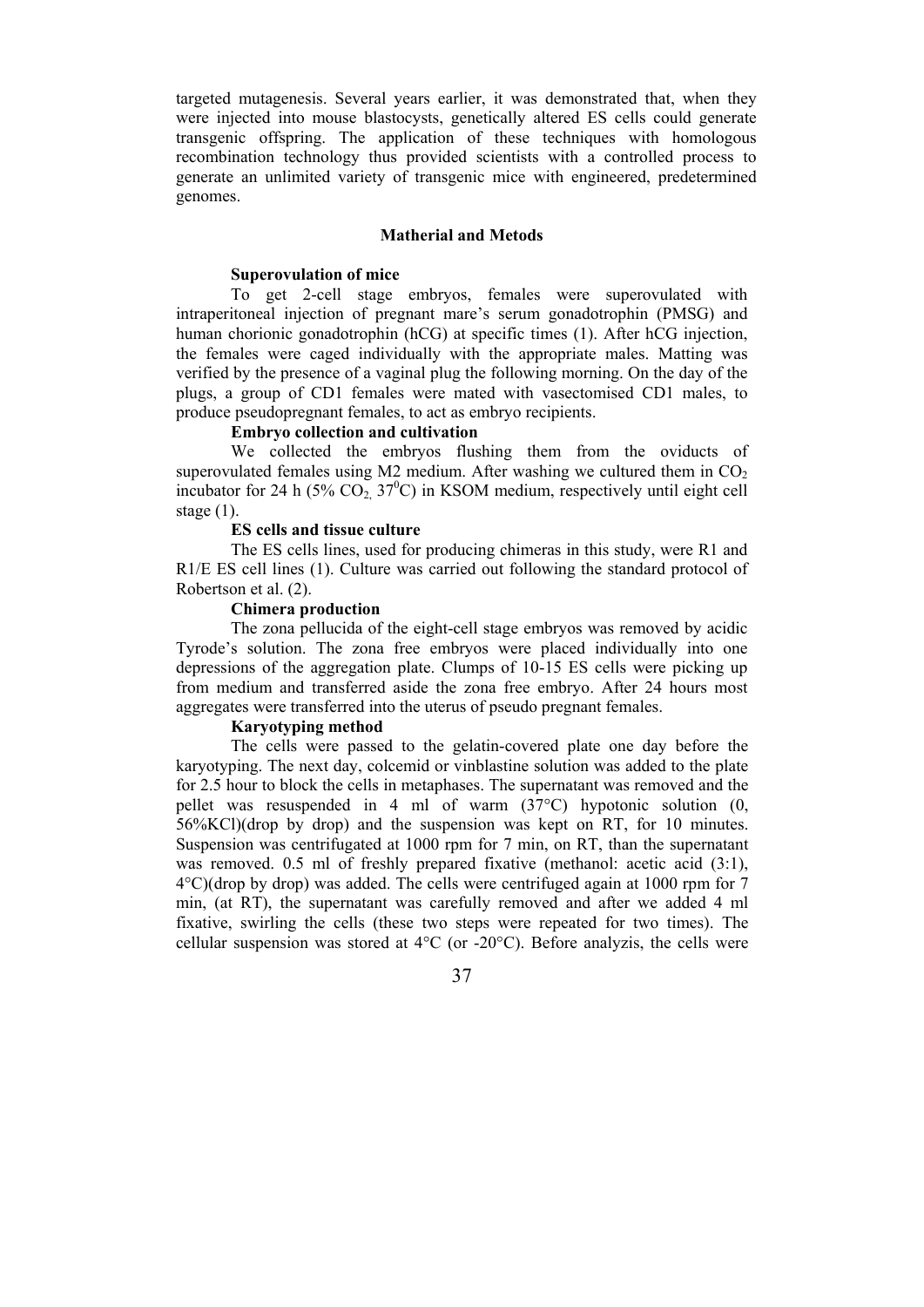targeted mutagenesis. Several years earlier, it was demonstrated that, when they were injected into mouse blastocysts, genetically altered ES cells could generate transgenic offspring. The application of these techniques with homologous recombination technology thus provided scientists with a controlled process to generate an unlimited variety of transgenic mice with engineered, predetermined genomes.

## Matherial and Metods

**Superovulation of mice**

To get 2-cell stage embryos, females were superovulated with intraperitoneal injection of pregnant mare's serum gonadotrophin (PMSG) and human chorionic gonadotrophin (hCG) at specific times (1). After hCG injection, the females were caged individually with the appropriate males. Matting was verified by the presence of a vaginal plug the following morning. On the day of the plugs, a group of CD1 females were mated with vasectomised CD1 males, to produce pseudopregnant females, to act as embryo recipients.

**Embryo collection and cultivation**

We collected the embryos flushing them from the oviducts of superovulated females using M2 medium. After washing we cultured them in $CO_2$ incubator for 24 h (5% $CO_2$, 37$^0$C) in KSOM medium, respectively until eight cell stage (1).

**ES cells and tissue culture**

The ES cells lines, used for producing chimeras in this study, were R1 and R1/E ES cell lines (1). Culture was carried out following the standard protocol of Robertson et al. (2).

**Chimera production**

The zona pellucida of the eight-cell stage embryos was removed by acidic Tyrode's solution. The zona free embryos were placed individually into one depressions of the aggregation plate. Clumps of 10-15 ES cells were picking up from medium and transferred aside the zona free embryo. After 24 hours most aggregates were transferred into the uterus of pseudo pregnant females.

**Karyotyping method**

The cells were passed to the gelatin-covered plate one day before the karyotyping. The next day, colcemid or vinblastine solution was added to the plate for 2.5 hour to block the cells in metaphases. The supernatant was removed and the pellet was resuspended in 4 ml of warm (37°C) hypotonic solution (0, 56%KCl)(drop by drop) and the suspension was kept on RT, for 10 minutes. Suspension was centrifugated at 1000 rpm for 7 min, on RT, than the supernatant was removed. 0.5 ml of freshly prepared fixative (methanol: acetic acid (3:1), 4°C)(drop by drop) was added. The cells were centrifuged again at 1000 rpm for 7 min, (at RT), the supernatant was carefully removed and after we added 4 ml fixative, swirling the cells (these two steps were repeated for two times). The cellular suspension was stored at 4°C (or -20°C). Before analyzis, the cells were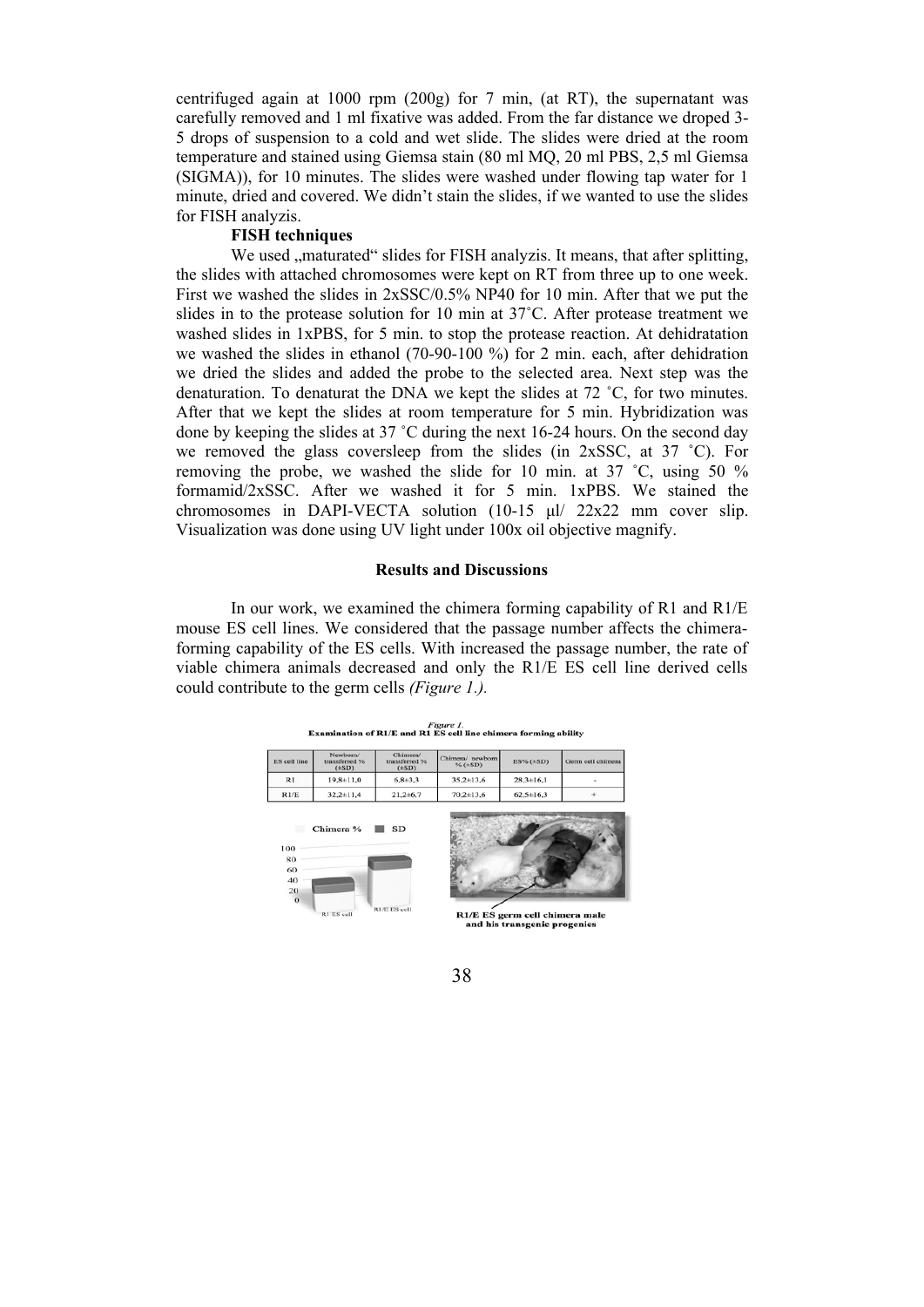centrifuged again at 1000 rpm (200g) for 7 min, (at RT), the supernatant was carefully removed and 1 ml fixative was added. From the far distance we droped 3-5 drops of suspension to a cold and wet slide. The slides were dried at the room temperature and stained using Giemsa stain (80 ml MQ, 20 ml PBS, 2,5 ml Giemsa (SIGMA)), for 10 minutes. The slides were washed under flowing tap water for 1 minute, dried and covered. We didn't stain the slides, if we wanted to use the slides for FISH analyzis.

**FISH techniques**

We used „maturated" slides for FISH analyzis. It means, that after splitting, the slides with attached chromosomes were kept on RT from three up to one week. First we washed the slides in 2xSSC/0.5% NP40 for 10 min. After that we put the slides in to the protease solution for 10 min at 37˚C. After protease treatment we washed slides in 1xPBS, for 5 min. to stop the protease reaction. At dehidratation we washed the slides in ethanol (70-90-100 %) for 2 min. each, after dehidration we dried the slides and added the probe to the selected area. Next step was the denaturation. To denaturat the DNA we kept the slides at 72 ˚C, for two minutes. After that we kept the slides at room temperature for 5 min. Hybridization was done by keeping the slides at 37 ˚C during the next 16-24 hours. On the second day we removed the glass coversleep from the slides (in 2xSSC, at 37 ˚C). For removing the probe, we washed the slide for 10 min. at 37 ˚C, using 50 % formamid/2xSSC. After we washed it for 5 min. 1xPBS. We stained the chromosomes in DAPI-VECTA solution (10-15 µl/ 22x22 mm cover slip. Visualization was done using UV light under 100x oil objective magnify.

## Results and Discussions

In our work, we examined the chimera forming capability of R1 and R1/E mouse ES cell lines. We considered that the passage number affects the chimera-forming capability of the ES cells. With increased the passage number, the rate of viable chimera animals decreased and only the R1/E ES cell line derived cells could contribute to the germ cells *(Figure 1.).*

*Figure 1.*
**Examination of R1/E and R1 ES cell line chimera forming ability**

| ES cell line | Newborn/ transferred % (±SD) | Chimera/ transferred % (±SD) | Chimera/ newborn % (±SD) | ES% (±SD) | Germ cell chimera |
|---|---|---|---|---|---|
| R1 | 19,8±11,0 | 6,8±3,3 | 35,2±13,6 | 28,3±16,1 | - |
| R1/E | 32,2±11,4 | 21,2±6,7 | 70,2±13,6 | 62,5±16,3 | + |

R1/E ES germ cell chimera male and his transgenic progenies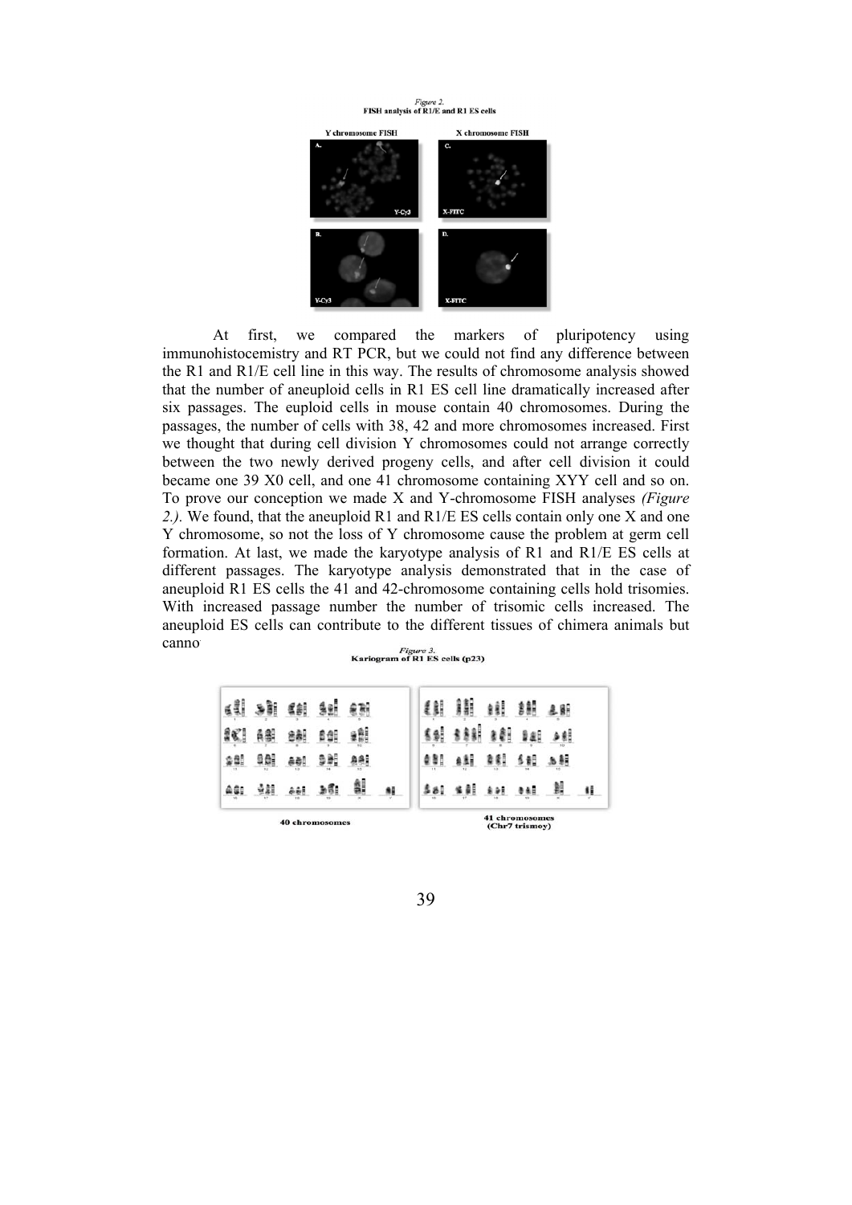*Figure 2.*
**FISH analysis of R1/E and R1 ES cells**

At first, we compared the markers of pluripotency using immunohistocemistry and RT PCR, but we could not find any difference between the R1 and R1/E cell line in this way. The results of chromosome analysis showed that the number of aneuploid cells in R1 ES cell line dramatically increased after six passages. The euploid cells in mouse contain 40 chromosomes. During the passages, the number of cells with 38, 42 and more chromosomes increased. First we thought that during cell division Y chromosomes could not arrange correctly between the two newly derived progeny cells, and after cell division it could became one 39 X0 cell, and one 41 chromosome containing XYY cell and so on. To prove our conception we made X and Y-chromosome FISH analyses *(Figure 2.)*. We found, that the aneuploid R1 and R1/E ES cells contain only one X and one Y chromosome, so not the loss of Y chromosome cause the problem at germ cell formation. At last, we made the karyotype analysis of R1 and R1/E ES cells at different passages. The karyotype analysis demonstrated that in the case of aneuploid R1 ES cells the 41 and 42-chromosome containing cells hold trisomies. With increased passage number the number of trisomic cells increased. The aneuploid ES cells can contribute to the different tissues of chimera animals but canno

*Figure 3.*
**Kariogram of R1 ES cells (p23)**

40 chromosomes

41 chromosomes (Chr7 trismoy)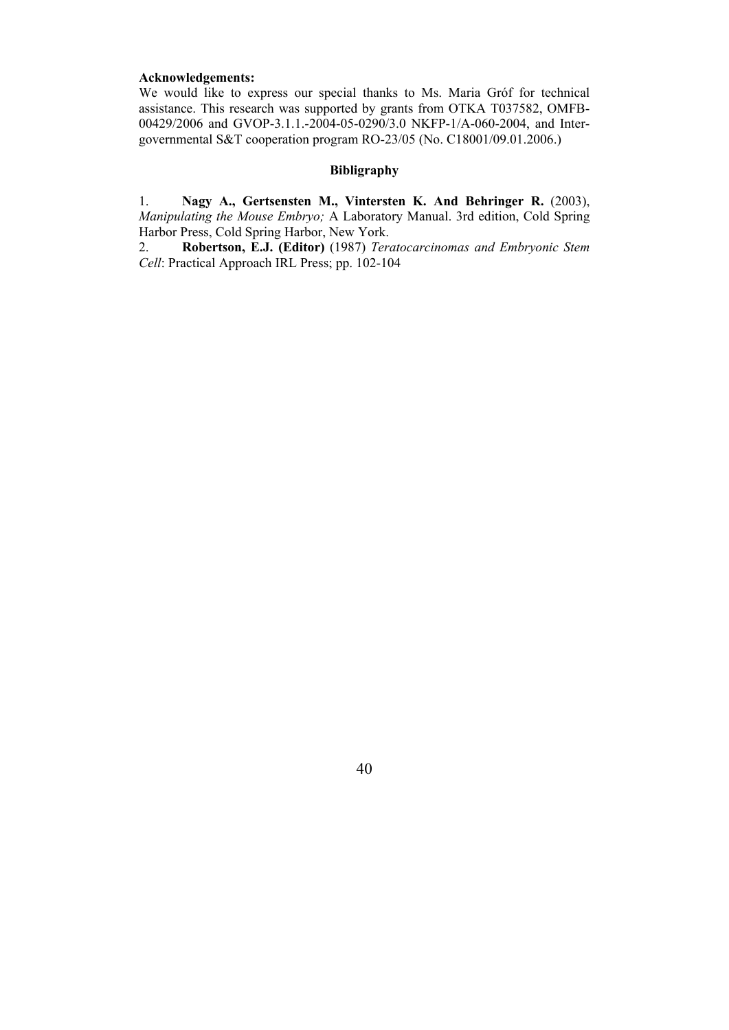**Acknowledgements:**

We would like to express our special thanks to Ms. Maria Gróf for technical assistance. This research was supported by grants from OTKA T037582, OMFB-00429/2006 and GVOP-3.1.1.-2004-05-0290/3.0 NKFP-1/A-060-2004, and Inter-governmental S&T cooperation program RO-23/05 (No. C18001/09.01.2006.)

## Bibligraphy

1. **Nagy A., Gertsensten M., Vintersten K. And Behringer R.** (2003), *Manipulating the Mouse Embryo;* A Laboratory Manual. 3rd edition, Cold Spring Harbor Press, Cold Spring Harbor, New York.
2. **Robertson, E.J. (Editor)** (1987) *Teratocarcinomas and Embryonic Stem Cell*: Practical Approach IRL Press; pp. 102-104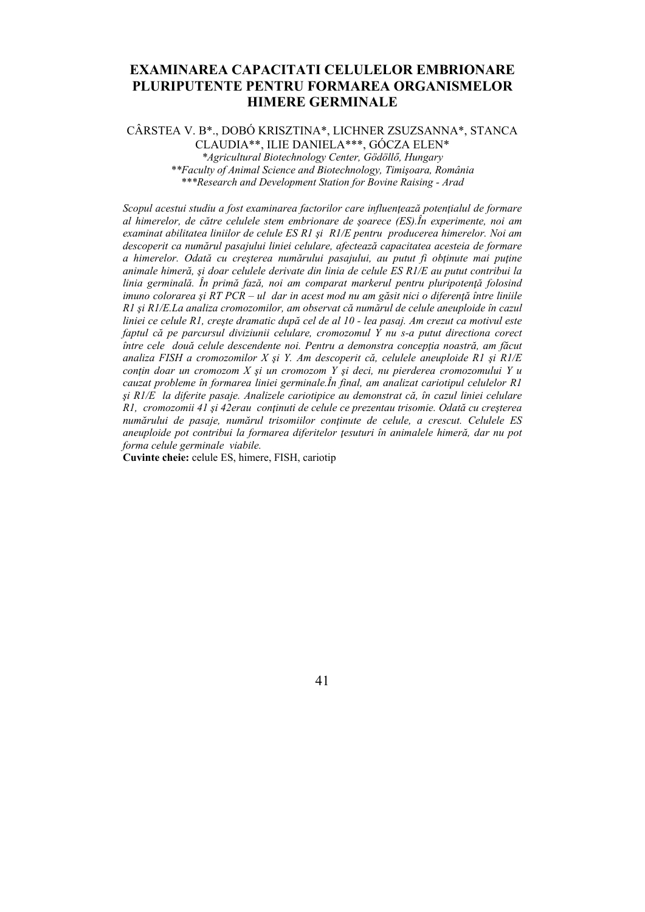# EXAMINAREA CAPACITATI CELULELOR EMBRIONARE PLURIPUTENTE PENTRU FORMAREA ORGANISMELOR HIMERE GERMINALE

CÂRSTEA V. B*., DOBÓ KRISZTINA*, LICHNER ZSUZSANNA*, STANCA CLAUDIA**, ILIE DANIELA***, GÓCZA ELEN*

*\*Agricultural Biotechnology Center, Gödöllő, Hungary*

*\*\*Faculty of Animal Science and Biotechnology, Timişoara, România*

*\*\*\*Research and Development Station for Bovine Raising - Arad*

*Scopul acestui studiu a fost examinarea factorilor care influenţează potenţialul de formare al himerelor, de către celulele stem embrionare de şoarece (ES).În experimente, noi am examinat abilitatea liniilor de celule ES R1 şi R1/E pentru producerea himerelor. Noi am descoperit ca numărul pasajului liniei celulare, afectează capacitatea acesteia de formare a himerelor. Odată cu creşterea numărului pasajului, au putut fi obţinute mai puţine animale himeră, şi doar celulele derivate din linia de celule ES R1/E au putut contribui la linia germinală. În primă fază, noi am comparat markerul pentru pluripotenţă folosind imuno colorarea şi RT PCR – ul dar in acest mod nu am găsit nici o diferenţă între liniile R1 şi R1/E.La analiza cromozomilor, am observat că numărul de celule aneuploide în cazul liniei ce celule R1, creşte dramatic după cel de al 10 - lea pasaj. Am crezut ca motivul este faptul că pe parcursul diviziunii celulare, cromozomul Y nu s-a putut directiona corect între cele două celule descendente noi. Pentru a demonstra concepţia noastră, am făcut analiza FISH a cromozomilor X şi Y. Am descoperit că, celulele aneuploide R1 şi R1/E conţin doar un cromozom X şi un cromozom Y şi deci, nu pierderea cromozomului Y u cauzat probleme în formarea liniei germinale.În final, am analizat cariotipul celulelor R1 şi R1/E la diferite pasaje. Analizele cariotipice au demonstrat că, în cazul liniei celulare R1, cromozomii 41 şi 42erau conţinuti de celule ce prezentau trisomie. Odată cu creşterea numărului de pasaje, numărul trisomiilor conţinute de celule, a crescut. Celulele ES aneuploide pot contribui la formarea diferitelor ţesuturi în animalele himeră, dar nu pot forma celule germinale viabile.*

**Cuvinte cheie:** celule ES, himere, FISH, cariotip